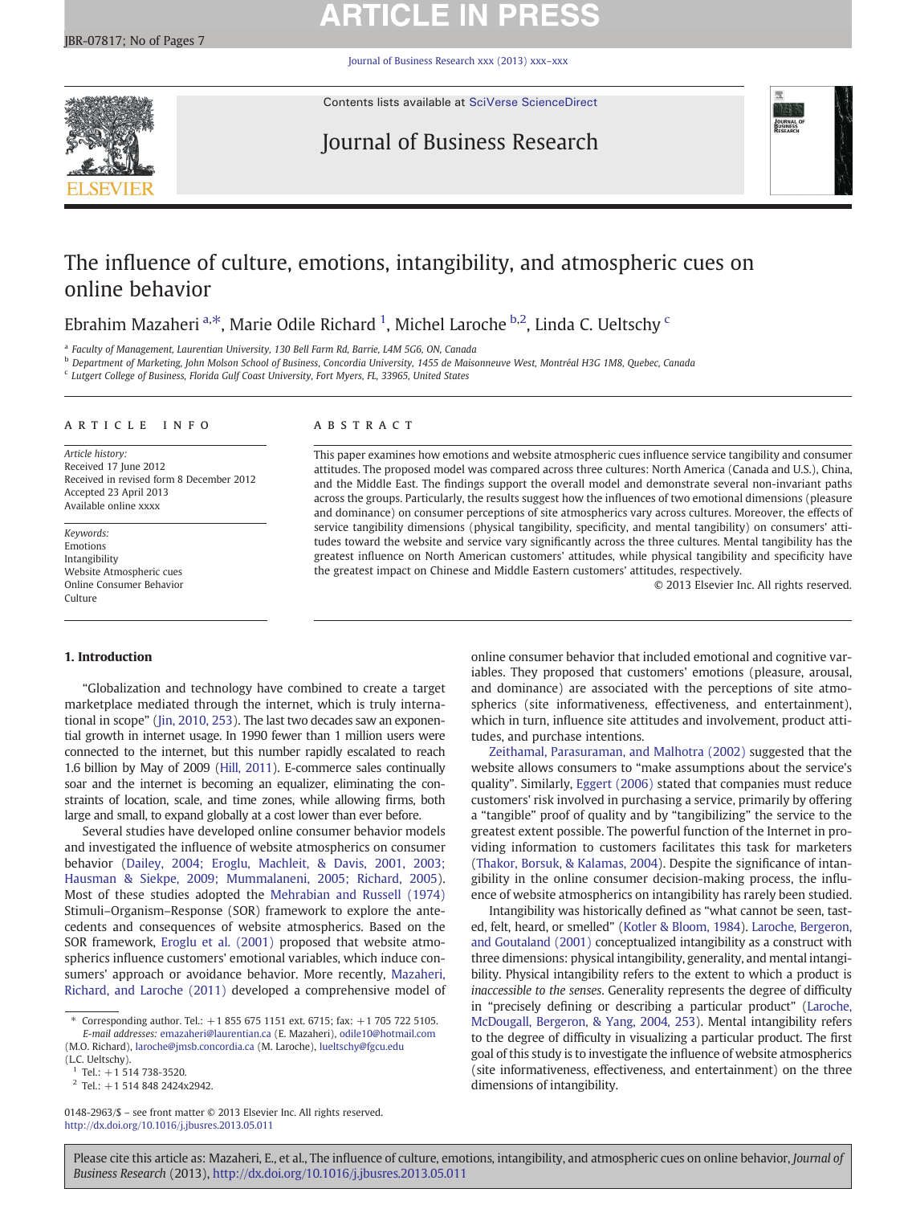# The influence of culture, emotions, intangibility, and atmospheric cues on online behavior

Ebrahim Mazaheri [a,*], Marie Odile Richard [1], Michel Laroche [b,2], Linda C. Ueltschy [c]

[a] Faculty of Management, Laurentian University, 130 Bell Farm Rd, Barrie, L4M 5G6, ON, Canada
[b] Department of Marketing, John Molson School of Business, Concordia University, 1455 de Maisonneuve West, Montréal H3G 1M8, Quebec, Canada
[c] Lutgert College of Business, Florida Gulf Coast University, Fort Myers, FL, 33965, United States

## ARTICLE INFO

*Article history:*
Received 17 June 2012
Received in revised form 8 December 2012
Accepted 23 April 2013
Available online xxxx

*Keywords:*
Emotions
Intangibility
Website Atmospheric cues
Online Consumer Behavior
Culture

## ABSTRACT

This paper examines how emotions and website atmospheric cues influence service tangibility and consumer attitudes. The proposed model was compared across three cultures: North America (Canada and U.S.), China, and the Middle East. The findings support the overall model and demonstrate several non-invariant paths across the groups. Particularly, the results suggest how the influences of two emotional dimensions (pleasure and dominance) on consumer perceptions of site atmospheres vary across cultures. Moreover, the effects of service tangibility dimensions (physical tangibility, specificity, and mental tangibility) on consumers' attitudes toward the website and service vary significantly across the three cultures. Mental tangibility has the greatest influence on North American customers' attitudes, while physical tangibility and specificity have the greatest impact on Chinese and Middle Eastern customers' attitudes, respectively.

© 2013 Elsevier Inc. All rights reserved.

## 1. Introduction

"Globalization and technology have combined to create a target marketplace mediated through the internet, which is truly international in scope" (Jin, 2010, 253). The last two decades saw an exponential growth in internet usage. In 1990 fewer than 1 million users were connected to the internet, but this number rapidly escalated to reach 1.6 billion by May of 2009 (Hill, 2011). E-commerce sales continually soar and the internet is becoming an equalizer, eliminating the constraints of location, scale, and time zones, while allowing firms, both large and small, to expand globally at a cost lower than ever before.

Several studies have developed online consumer behavior models and investigated the influence of website atmospherics on consumer behavior (Dailey, 2004; Eroglu, Machleit, & Davis, 2001, 2003; Hausman & Siekpe, 2009; Mummalaneni, 2005; Richard, 2005). Most of these studies adopted the Mehrabian and Russell (1974) Stimuli–Organism–Response (SOR) framework to explore the antecedents and consequences of website atmospherics. Based on the SOR framework, Eroglu et al. (2001) proposed that website atmospherics influence customers' emotional variables, which induce consumers' approach or avoidance behavior. More recently, Mazaheri, Richard, and Laroche (2011) developed a comprehensive model of online consumer behavior that included emotional and cognitive variables. They proposed that customers' emotions (pleasure, arousal, and dominance) are associated with the perceptions of site atmospherics (site informativeness, effectiveness, and entertainment), which in turn, influence site attitudes and involvement, product attitudes, and purchase intentions.

Zeithamal, Parasuraman, and Malhotra (2002) suggested that the website allows consumers to "make assumptions about the service's quality". Similarly, Eggert (2006) stated that companies must reduce customers' risk involved in purchasing a service, primarily by offering a "tangible" proof of quality and by "tangibilizing" the service to the greatest extent possible. The powerful function of the Internet in providing information to customers facilitates this task for marketers (Thakor, Borsuk, & Kalamas, 2004). Despite the significance of intangibility in the online consumer decision-making process, the influence of website atmospherics on intangibility has rarely been studied.

Intangibility was historically defined as "what cannot be seen, tasted, felt, heard, or smelled" (Kotler & Bloom, 1984). Laroche, Bergeron, and Goutaland (2001) conceptualized intangibility as a construct with three dimensions: physical intangibility, generality, and mental intangibility. Physical intangibility refers to the extent to which a product is *inaccessible to the senses*. Generality represents the degree of difficulty in "precisely defining or describing a particular product" (Laroche, McDougall, Bergeron, & Yang, 2004, 253). Mental intangibility refers to the degree of difficulty in visualizing a particular product. The first goal of this study is to investigate the influence of website atmospherics (site informativeness, effectiveness, and entertainment) on the three dimensions of intangibility.

---

\* Corresponding author. Tel.: +1 855 675 1151 ext. 6715; fax: +1 705 722 5105.
*E-mail addresses:* emazaheri@laurentian.ca (E. Mazaheri), odile10@hotmail.com (M.O. Richard), laroche@jmsb.concordia.ca (M. Laroche), lueltschy@fgcu.edu (L.C. Ueltschy).
[1] Tel.: +1 514 738-3520.
[2] Tel.: +1 514 848 2424x2942.

0148-2963/$ – see front matter © 2013 Elsevier Inc. All rights reserved.
http://dx.doi.org/10.1016/j.jbusres.2013.05.011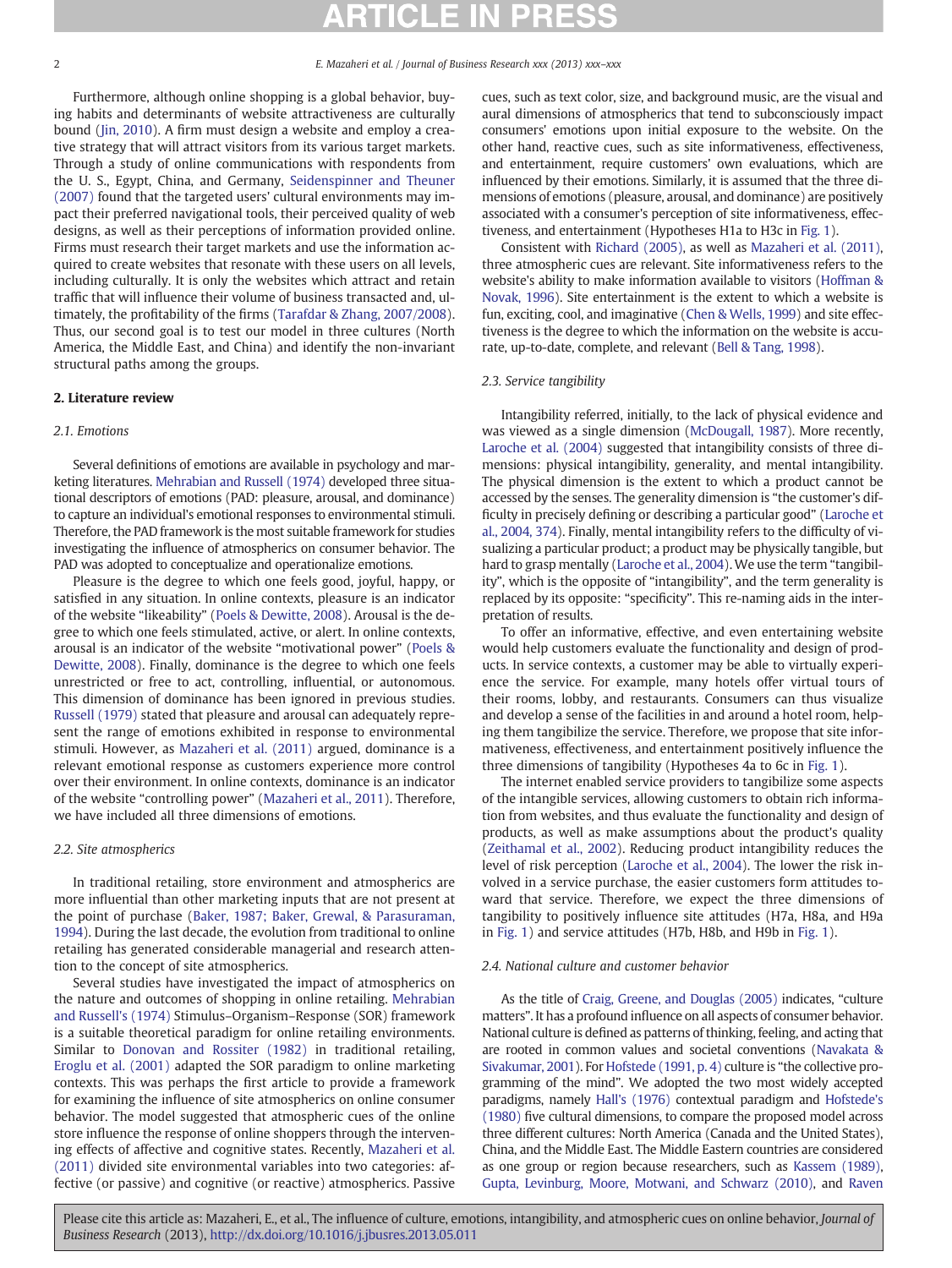Furthermore, although online shopping is a global behavior, buying habits and determinants of website attractiveness are culturally bound (Jin, 2010). A firm must design a website and employ a creative strategy that will attract visitors from its various target markets. Through a study of online communications with respondents from the U. S., Egypt, China, and Germany, Seidenspinner and Theuner (2007) found that the targeted users' cultural environments may impact their preferred navigational tools, their perceived quality of web designs, as well as their perceptions of information provided online. Firms must research their target markets and use the information acquired to create websites that resonate with these users on all levels, including culturally. It is only the websites which attract and retain traffic that will influence their volume of business transacted and, ultimately, the profitability of the firms (Tarafdar & Zhang, 2007/2008). Thus, our second goal is to test our model in three cultures (North America, the Middle East, and China) and identify the non-invariant structural paths among the groups.

## 2. Literature review

### 2.1. Emotions

Several definitions of emotions are available in psychology and marketing literatures. Mehrabian and Russell (1974) developed three situational descriptors of emotions (PAD: pleasure, arousal, and dominance) to capture an individual's emotional responses to environmental stimuli. Therefore, the PAD framework is the most suitable framework for studies investigating the influence of atmospherics on consumer behavior. The PAD was adopted to conceptualize and operationalize emotions.

Pleasure is the degree to which one feels good, joyful, happy, or satisfied in any situation. In online contexts, pleasure is an indicator of the website "likeability" (Poels & Dewitte, 2008). Arousal is the degree to which one feels stimulated, active, or alert. In online contexts, arousal is an indicator of the website "motivational power" (Poels & Dewitte, 2008). Finally, dominance is the degree to which one feels unrestricted or free to act, controlling, influential, or autonomous. This dimension of dominance has been ignored in previous studies. Russell (1979) stated that pleasure and arousal can adequately represent the range of emotions exhibited in response to environmental stimuli. However, as Mazaheri et al. (2011) argued, dominance is a relevant emotional response as customers experience more control over their environment. In online contexts, dominance is an indicator of the website "controlling power" (Mazaheri et al., 2011). Therefore, we have included all three dimensions of emotions.

### 2.2. Site atmospherics

In traditional retailing, store environment and atmospherics are more influential than other marketing inputs that are not present at the point of purchase (Baker, 1987; Baker, Grewal, & Parasuraman, 1994). During the last decade, the evolution from traditional to online retailing has generated considerable managerial and research attention to the concept of site atmospherics.

Several studies have investigated the impact of atmospherics on the nature and outcomes of shopping in online retailing. Mehrabian and Russell's (1974) Stimulus–Organism–Response (SOR) framework is a suitable theoretical paradigm for online retailing environments. Similar to Donovan and Rossiter (1982) in traditional retailing, Eroglu et al. (2001) adapted the SOR paradigm to online marketing contexts. This was perhaps the first article to provide a framework for examining the influence of site atmospherics on online consumer behavior. The model suggested that atmospheric cues of the online store influence the response of online shoppers through the intervening effects of affective and cognitive states. Recently, Mazaheri et al. (2011) divided site environmental variables into two categories: affective (or passive) and cognitive (or reactive) atmospherics. Passive cues, such as text color, size, and background music, are the visual and aural dimensions of atmospherics that tend to subconsciously impact consumers' emotions upon initial exposure to the website. On the other hand, reactive cues, such as site informativeness, effectiveness, and entertainment, require customers' own evaluations, which are influenced by their emotions. Similarly, it is assumed that the three dimensions of emotions (pleasure, arousal, and dominance) are positively associated with a consumer's perception of site informativeness, effectiveness, and entertainment (Hypotheses H1a to H3c in Fig. 1).

Consistent with Richard (2005), as well as Mazaheri et al. (2011), three atmospheric cues are relevant. Site informativeness refers to the website's ability to make information available to visitors (Hoffman & Novak, 1996). Site entertainment is the extent to which a website is fun, exciting, cool, and imaginative (Chen & Wells, 1999) and site effectiveness is the degree to which the information on the website is accurate, up-to-date, complete, and relevant (Bell & Tang, 1998).

### 2.3. Service tangibility

Intangibility referred, initially, to the lack of physical evidence and was viewed as a single dimension (McDougall, 1987). More recently, Laroche et al. (2004) suggested that intangibility consists of three dimensions: physical intangibility, generality, and mental intangibility. The physical dimension is the extent to which a product cannot be accessed by the senses. The generality dimension is "the customer's difficulty in precisely defining or describing a particular good" (Laroche et al., 2004, 374). Finally, mental intangibility refers to the difficulty of visualizing a particular product; a product may be physically tangible, but hard to grasp mentally (Laroche et al., 2004). We use the term "tangibility", which is the opposite of "intangibility", and the term generality is replaced by its opposite: "specificity". This re-naming aids in the interpretation of results.

To offer an informative, effective, and even entertaining website would help customers evaluate the functionality and design of products. In service contexts, a customer may be able to virtually experience the service. For example, many hotels offer virtual tours of their rooms, lobby, and restaurants. Consumers can thus visualize and develop a sense of the facilities in and around a hotel room, helping them tangibilize the service. Therefore, we propose that site informativeness, effectiveness, and entertainment positively influence the three dimensions of tangibility (Hypotheses 4a to 6c in Fig. 1).

The internet enabled service providers to tangibilize some aspects of the intangible services, allowing customers to obtain rich information from websites, and thus evaluate the functionality and design of products, as well as make assumptions about the product's quality (Zeithamal et al., 2002). Reducing product intangibility reduces the level of risk perception (Laroche et al., 2004). The lower the risk involved in a service purchase, the easier customers form attitudes toward that service. Therefore, we expect the three dimensions of tangibility to positively influence site attitudes (H7a, H8a, and H9a in Fig. 1) and service attitudes (H7b, H8b, and H9b in Fig. 1).

### 2.4. National culture and customer behavior

As the title of Craig, Greene, and Douglas (2005) indicates, "culture matters". It has a profound influence on all aspects of consumer behavior. National culture is defined as patterns of thinking, feeling, and acting that are rooted in common values and societal conventions (Navakata & Sivakumar, 2001). For Hofstede (1991, p. 4) culture is "the collective programming of the mind". We adopted the two most widely accepted paradigms, namely Hall's (1976) contextual paradigm and Hofstede's (1980) five cultural dimensions, to compare the proposed model across three different cultures: North America (Canada and the United States), China, and the Middle East. The Middle Eastern countries are considered as one group or region because researchers, such as Kassem (1989), Gupta, Levinburg, Moore, Motwani, and Schwarz (2010), and Raven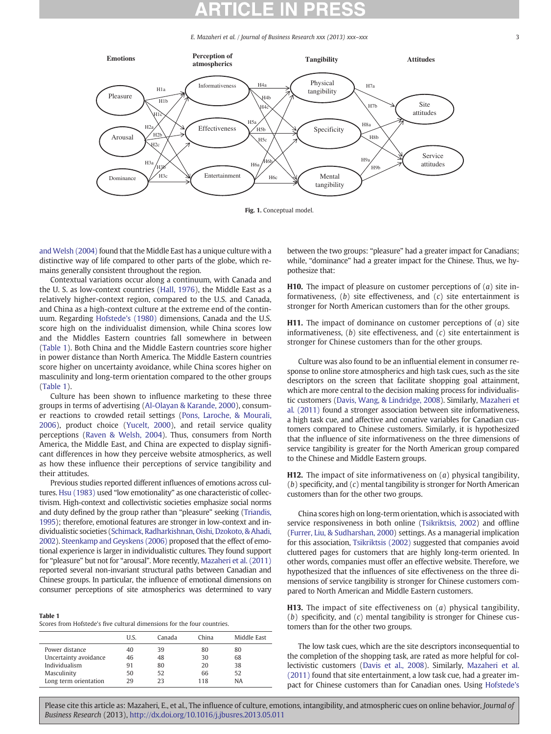Fig. 1. Conceptual model.

and Welsh (2004) found that the Middle East has a unique culture with a distinctive way of life compared to other parts of the globe, which remains generally consistent throughout the region.

Contextual variations occur along a continuum, with Canada and the U. S. as low-context countries (Hall, 1976), the Middle East as a relatively higher-context region, compared to the U.S. and Canada, and China as a high-context culture at the extreme end of the continuum. Regarding Hofstede's (1980) dimensions, Canada and the U.S. score high on the individualist dimension, while China scores low and the Middles Eastern countries fall somewhere in between (Table 1). Both China and the Middle Eastern countries score higher in power distance than North America. The Middle Eastern countries score higher on uncertainty avoidance, while China scores higher on masculinity and long-term orientation compared to the other groups (Table 1).

Culture has been shown to influence marketing to these three groups in terms of advertising (Al-Olayan & Karande, 2000), consumer reactions to crowded retail settings (Pons, Laroche, & Mourali, 2006), product choice (Yucelt, 2000), and retail service quality perceptions (Raven & Welsh, 2004). Thus, consumers from North America, the Middle East, and China are expected to display significant differences in how they perceive website atmospherics, as well as how these influence their perceptions of service tangibility and their attitudes.

Previous studies reported different influences of emotions across cultures. Hsu (1983) used "low emotionality" as one characteristic of collectivism. High-context and collectivistic societies emphasize social norms and duty defined by the group rather than "pleasure" seeking (Triandis, 1995); therefore, emotional features are stronger in low-context and individualistic societies (Schimack, Radharkishnan, Oishi, Dzokoto, & Ahadi, 2002). Steenkamp and Geyskens (2006) proposed that the effect of emotional experience is larger in individualistic cultures. They found support for "pleasure" but not for "arousal". More recently, Mazaheri et al. (2011) reported several non-invariant structural paths between Canadian and Chinese groups. In particular, the influence of emotional dimensions on consumer perceptions of site atmospherics was determined to vary between the two groups: "pleasure" had a greater impact for Canadians; while, "dominance" had a greater impact for the Chinese. Thus, we hypothesize that:

**H10.** The impact of pleasure on customer perceptions of (*a*) site informativeness, (*b*) site effectiveness, and (*c*) site entertainment is stronger for North American customers than for the other groups.

**H11.** The impact of dominance on customer perceptions of (*a*) site informativeness, (*b*) site effectiveness, and (*c*) site entertainment is stronger for Chinese customers than for the other groups.

Culture was also found to be an influential element in consumer response to online store atmospherics and high task cues, such as the site descriptors on the screen that facilitate shopping goal attainment, which are more central to the decision making process for individualistic customers (Davis, Wang, & Lindridge, 2008). Similarly, Mazaheri et al. (2011) found a stronger association between site informativeness, a high task cue, and affective and conative variables for Canadian customers compared to Chinese customers. Similarly, it is hypothesized that the influence of site informativeness on the three dimensions of service tangibility is greater for the North American group compared to the Chinese and Middle Eastern groups.

**H12.** The impact of site informativeness on (*a*) physical tangibility, (*b*) specificity, and (*c*) mental tangibility is stronger for North American customers than for the other two groups.

China scores high on long-term orientation, which is associated with service responsiveness in both online (Tsikriktsis, 2002) and offline (Furrer, Liu, & Sudharshan, 2000) settings. As a managerial implication for this association, Tsikriktsis (2002) suggested that companies avoid cluttered pages for customers that are highly long-term oriented. In other words, companies must offer an effective website. Therefore, we hypothesized that the influences of site effectiveness on the three dimensions of service tangibility is stronger for Chinese customers compared to North American and Middle Eastern customers.

**H13.** The impact of site effectiveness on (*a*) physical tangibility, (*b*) specificity, and (*c*) mental tangibility is stronger for Chinese customers than for the other two groups.

The low task cues, which are the site descriptors inconsequential to the completion of the shopping task, are rated as more helpful for collectivistic customers (Davis et al., 2008). Similarly, Mazaheri et al. (2011) found that site entertainment, a low task cue, had a greater impact for Chinese customers than for Canadian ones. Using Hofstede's

**Table 1**
Scores from Hofstede's five cultural dimensions for the four countries.

| | U.S. | Canada | China | Middle East |
|---|---|---|---|---|
| Power distance | 40 | 39 | 80 | 80 |
| Uncertainty avoidance | 46 | 48 | 30 | 68 |
| Individualism | 91 | 80 | 20 | 38 |
| Masculinity | 50 | 52 | 66 | 52 |
| Long term orientation | 29 | 23 | 118 | NA |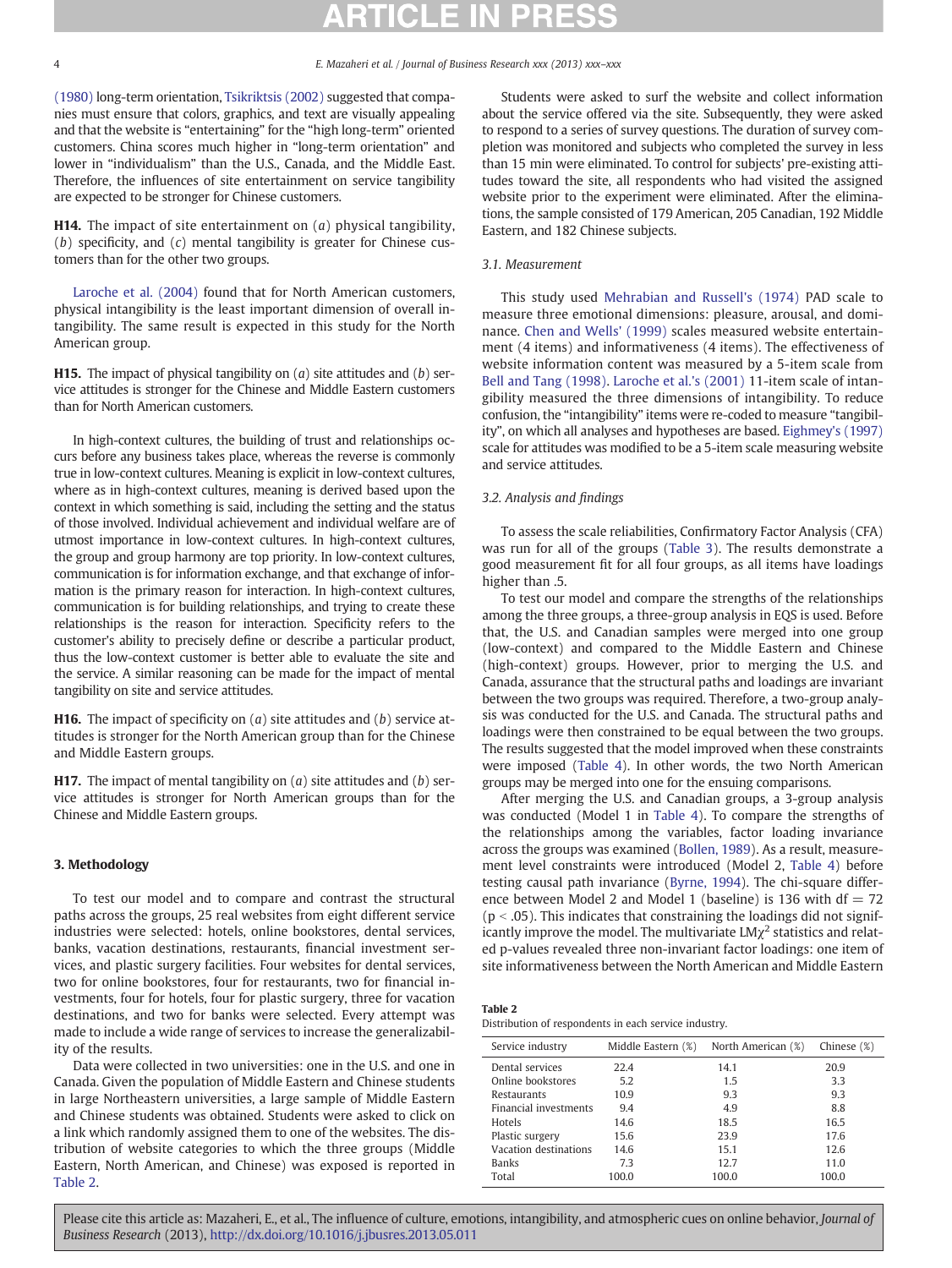(1980) long-term orientation, Tsikriktsis (2002) suggested that companies must ensure that colors, graphics, and text are visually appealing and that the website is "entertaining" for the "high long-term" oriented customers. China scores much higher in "long-term orientation" and lower in "individualism" than the U.S., Canada, and the Middle East. Therefore, the influences of site entertainment on service tangibility are expected to be stronger for Chinese customers.

**H14.** The impact of site entertainment on (*a*) physical tangibility, (*b*) specificity, and (*c*) mental tangibility is greater for Chinese customers than for the other two groups.

Laroche et al. (2004) found that for North American customers, physical intangibility is the least important dimension of overall intangibility. The same result is expected in this study for the North American group.

**H15.** The impact of physical tangibility on (*a*) site attitudes and (*b*) service attitudes is stronger for the Chinese and Middle Eastern customers than for North American customers.

In high-context cultures, the building of trust and relationships occurs before any business takes place, whereas the reverse is commonly true in low-context cultures. Meaning is explicit in low-context cultures, where as in high-context cultures, meaning is derived based upon the context in which something is said, including the setting and the status of those involved. Individual achievement and individual welfare are of utmost importance in low-context cultures. In high-context cultures, the group and group harmony are top priority. In low-context cultures, communication is for information exchange, and that exchange of information is the primary reason for interaction. In high-context cultures, communication is for building relationships, and trying to create these relationships is the reason for interaction. Specificity refers to the customer's ability to precisely define or describe a particular product, thus the low-context customer is better able to evaluate the site and the service. A similar reasoning can be made for the impact of mental tangibility on site and service attitudes.

**H16.** The impact of specificity on (*a*) site attitudes and (*b*) service attitudes is stronger for the North American group than for the Chinese and Middle Eastern groups.

**H17.** The impact of mental tangibility on (*a*) site attitudes and (*b*) service attitudes is stronger for North American groups than for the Chinese and Middle Eastern groups.

## 3. Methodology

To test our model and to compare and contrast the structural paths across the groups, 25 real websites from eight different service industries were selected: hotels, online bookstores, dental services, banks, vacation destinations, restaurants, financial investment services, and plastic surgery facilities. Four websites for dental services, two for online bookstores, four for restaurants, two for financial investments, four for hotels, four for plastic surgery, three for vacation destinations, and two for banks were selected. Every attempt was made to include a wide range of services to increase the generalizability of the results.

Data were collected in two universities: one in the U.S. and one in Canada. Given the population of Middle Eastern and Chinese students in large Northeastern universities, a large sample of Middle Eastern and Chinese students was obtained. Students were asked to click on a link which randomly assigned them to one of the websites. The distribution of website categories to which the three groups (Middle Eastern, North American, and Chinese) was exposed is reported in Table 2.

Students were asked to surf the website and collect information about the service offered via the site. Subsequently, they were asked to respond to a series of survey questions. The duration of survey completion was monitored and subjects who completed the survey in less than 15 min were eliminated. To control for subjects' pre-existing attitudes toward the site, all respondents who had visited the assigned website prior to the experiment were eliminated. After the eliminations, the sample consisted of 179 American, 205 Canadian, 192 Middle Eastern, and 182 Chinese subjects.

### 3.1. Measurement

This study used Mehrabian and Russell's (1974) PAD scale to measure three emotional dimensions: pleasure, arousal, and dominance. Chen and Wells' (1999) scales measured website entertainment (4 items) and informativeness (4 items). The effectiveness of website information content was measured by a 5-item scale from Bell and Tang (1998). Laroche et al.'s (2001) 11-item scale of intangibility measured the three dimensions of intangibility. To reduce confusion, the "intangibility" items were re-coded to measure "tangibility", on which all analyses and hypotheses are based. Eighmey's (1997) scale for attitudes was modified to be a 5-item scale measuring website and service attitudes.

### 3.2. Analysis and findings

To assess the scale reliabilities, Confirmatory Factor Analysis (CFA) was run for all of the groups (Table 3). The results demonstrate a good measurement fit for all four groups, as all items have loadings higher than .5.

To test our model and compare the strengths of the relationships among the three groups, a three-group analysis in EQS is used. Before that, the U.S. and Canadian samples were merged into one group (low-context) and compared to the Middle Eastern and Chinese (high-context) groups. However, prior to merging the U.S. and Canada, assurance that the structural paths and loadings are invariant between the two groups was required. Therefore, a two-group analysis was conducted for the U.S. and Canada. The structural paths and loadings were then constrained to be equal between the two groups. The results suggested that the model improved when these constraints were imposed (Table 4). In other words, the two North American groups may be merged into one for the ensuing comparisons.

After merging the U.S. and Canadian groups, a 3-group analysis was conducted (Model 1 in Table 4). To compare the strengths of the relationships among the variables, factor loading invariance across the groups was examined (Bollen, 1989). As a result, measurement level constraints were introduced (Model 2, Table 4) before testing causal path invariance (Byrne, 1994). The chi-square difference between Model 2 and Model 1 (baseline) is 136 with df = 72 ($p < .05$). This indicates that constraining the loadings did not significantly improve the model. The multivariate LM$\chi^2$ statistics and related p-values revealed three non-invariant factor loadings: one item of site informativeness between the North American and Middle Eastern

**Table 2**
Distribution of respondents in each service industry.

| Service industry | Middle Eastern (%) | North American (%) | Chinese (%) |
|---|---|---|---|
| Dental services | 22.4 | 14.1 | 20.9 |
| Online bookstores | 5.2 | 1.5 | 3.3 |
| Restaurants | 10.9 | 9.3 | 9.3 |
| Financial investments | 9.4 | 4.9 | 8.8 |
| Hotels | 14.6 | 18.5 | 16.5 |
| Plastic surgery | 15.6 | 23.9 | 17.6 |
| Vacation destinations | 14.6 | 15.1 | 12.6 |
| Banks | 7.3 | 12.7 | 11.0 |
| Total | 100.0 | 100.0 | 100.0 |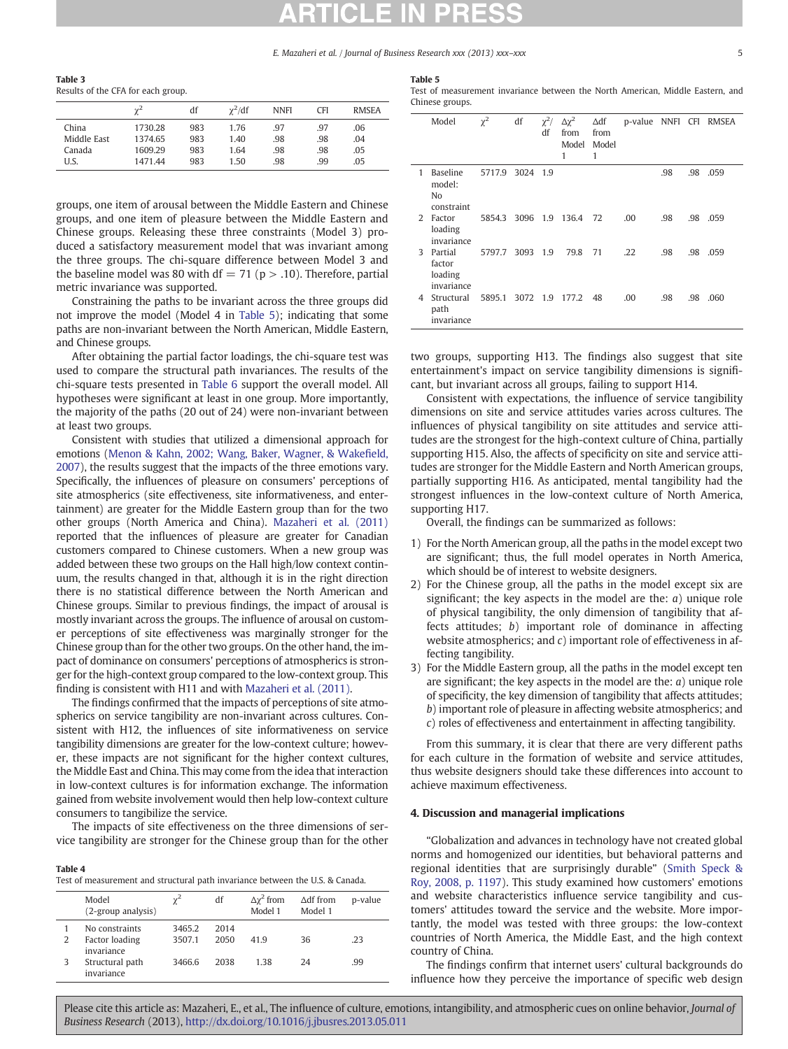**Table 3**
Results of the CFA for each group.

| | $\chi^2$ | df | $\chi^2$/df | NNFI | CFI | RMSEA |
|---|---|---|---|---|---|---|
| China | 1730.28 | 983 | 1.76 | .97 | .97 | .06 |
| Middle East | 1374.65 | 983 | 1.40 | .98 | .98 | .04 |
| Canada | 1609.29 | 983 | 1.64 | .98 | .98 | .05 |
| U.S. | 1471.44 | 983 | 1.50 | .98 | .99 | .05 |

groups, one item of arousal between the Middle Eastern and Chinese groups, and one item of pleasure between the Middle Eastern and Chinese groups. Releasing these three constraints (Model 3) produced a satisfactory measurement model that was invariant among the three groups. The chi-square difference between Model 3 and the baseline model was 80 with df = 71 ($p > .10$). Therefore, partial metric invariance was supported.

Constraining the paths to be invariant across the three groups did not improve the model (Model 4 in Table 5); indicating that some paths are non-invariant between the North American, Middle Eastern, and Chinese groups.

After obtaining the partial factor loadings, the chi-square test was used to compare the structural path invariances. The results of the chi-square tests presented in Table 6 support the overall model. All hypotheses were significant at least in one group. More importantly, the majority of the paths (20 out of 24) were non-invariant between at least two groups.

Consistent with studies that utilized a dimensional approach for emotions (Menon & Kahn, 2002; Wang, Baker, Wagner, & Wakefield, 2007), the results suggest that the impacts of the three emotions vary. Specifically, the influences of pleasure on consumers' perceptions of site atmospherics (site effectiveness, site informativeness, and entertainment) are greater for the Middle Eastern group than for the two other groups (North America and China). Mazaheri et al. (2011) reported that the influences of pleasure are greater for Canadian customers compared to Chinese customers. When a new group was added between these two groups on the Hall high/low context continuum, the results changed in that, although it is in the right direction there is no statistical difference between the North American and Chinese groups. Similar to previous findings, the impact of arousal is mostly invariant across the groups. The influence of arousal on customer perceptions of site effectiveness was marginally stronger for the Chinese group than for the other two groups. On the other hand, the impact of dominance on consumers' perceptions of atmospherics is stronger for the high-context group compared to the low-context group. This finding is consistent with H11 and with Mazaheri et al. (2011).

The findings confirmed that the impacts of perceptions of site atmospherics on service tangibility are non-invariant across cultures. Consistent with H12, the influences of site informativeness on service tangibility dimensions are greater for the low-context culture; however, these impacts are not significant for the higher context cultures, the Middle East and China. This may come from the idea that interaction in low-context cultures is for information exchange. The information gained from website involvement would then help low-context culture consumers to tangibilize the service.

The impacts of site effectiveness on the three dimensions of service tangibility are stronger for the Chinese group than for the other two groups, supporting H13. The findings also suggest that site entertainment's impact on service tangibility dimensions is significant, but invariant across all groups, failing to support H14.

Consistent with expectations, the influence of service tangibility dimensions on site and service attitudes varies across cultures. The influences of physical tangibility on site attitudes and service attitudes are the strongest for the high-context culture of China, partially supporting H15. Also, the affects of specificity on site and service attitudes are stronger for the Middle Eastern and North American groups, partially supporting H16. As anticipated, mental tangibility had the strongest influences in the low-context culture of North America, supporting H17.

**Table 4**
Test of measurement and structural path invariance between the U.S. & Canada.

| | Model (2-group analysis) | $\chi^2$ | df | $\Delta\chi^2$ from Model 1 | $\Delta$df from Model 1 | p-value |
|---|---|---|---|---|---|---|
| 1 | No constraints | 3465.2 | 2014 | | | |
| 2 | Factor loading invariance | 3507.1 | 2050 | 41.9 | 36 | .23 |
| 3 | Structural path invariance | 3466.6 | 2038 | 1.38 | 24 | .99 |

**Table 5**
Test of measurement invariance between the North American, Middle Eastern, and Chinese groups.

| | Model | $\chi^2$ | df | $\chi^2$/df | $\Delta\chi^2$ from Model 1 | $\Delta$df from Model 1 | p-value | NNFI | CFI | RMSEA |
|---|---|---|---|---|---|---|---|---|---|---|
| 1 | Baseline model: No constraint | 5717.9 | 3024 | 1.9 | | | | .98 | .98 | .059 |
| 2 | Factor loading invariance | 5854.3 | 3096 | 1.9 | 136.4 | 72 | .00 | .98 | .98 | .059 |
| 3 | Partial factor loading invariance | 5797.7 | 3093 | 1.9 | 79.8 | 71 | .22 | .98 | .98 | .059 |
| 4 | Structural path invariance | 5895.1 | 3072 | 1.9 | 177.2 | 48 | .00 | .98 | .98 | .060 |

Overall, the findings can be summarized as follows:

1) For the North American group, all the paths in the model except two are significant; thus, the full model operates in North America, which should be of interest to website designers.
2) For the Chinese group, all the paths in the model except six are significant; the key aspects in the model are the: *a*) unique role of physical tangibility, the only dimension of tangibility that affects attitudes; *b*) important role of dominance in affecting website atmospherics; and *c*) important role of effectiveness in affecting tangibility.
3) For the Middle Eastern group, all the paths in the model except ten are significant; the key aspects in the model are the: *a*) unique role of specificity, the key dimension of tangibility that affects attitudes; *b*) important role of pleasure in affecting website atmospherics; and *c*) roles of effectiveness and entertainment in affecting tangibility.

From this summary, it is clear that there are very different paths for each culture in the formation of website and service attitudes, thus website designers should take these differences into account to achieve maximum effectiveness.

## 4. Discussion and managerial implications

"Globalization and advances in technology have not created global norms and homogenized our identities, but behavioral patterns and regional identities that are surprisingly durable" (Smith Speck & Roy, 2008, p. 1197). This study examined how customers' emotions and website characteristics influence service tangibility and customers' attitudes toward the service and the website. More importantly, the model was tested with three groups: the low-context countries of North America, the Middle East, and the high context country of China.

The findings confirm that internet users' cultural backgrounds do influence how they perceive the importance of specific web design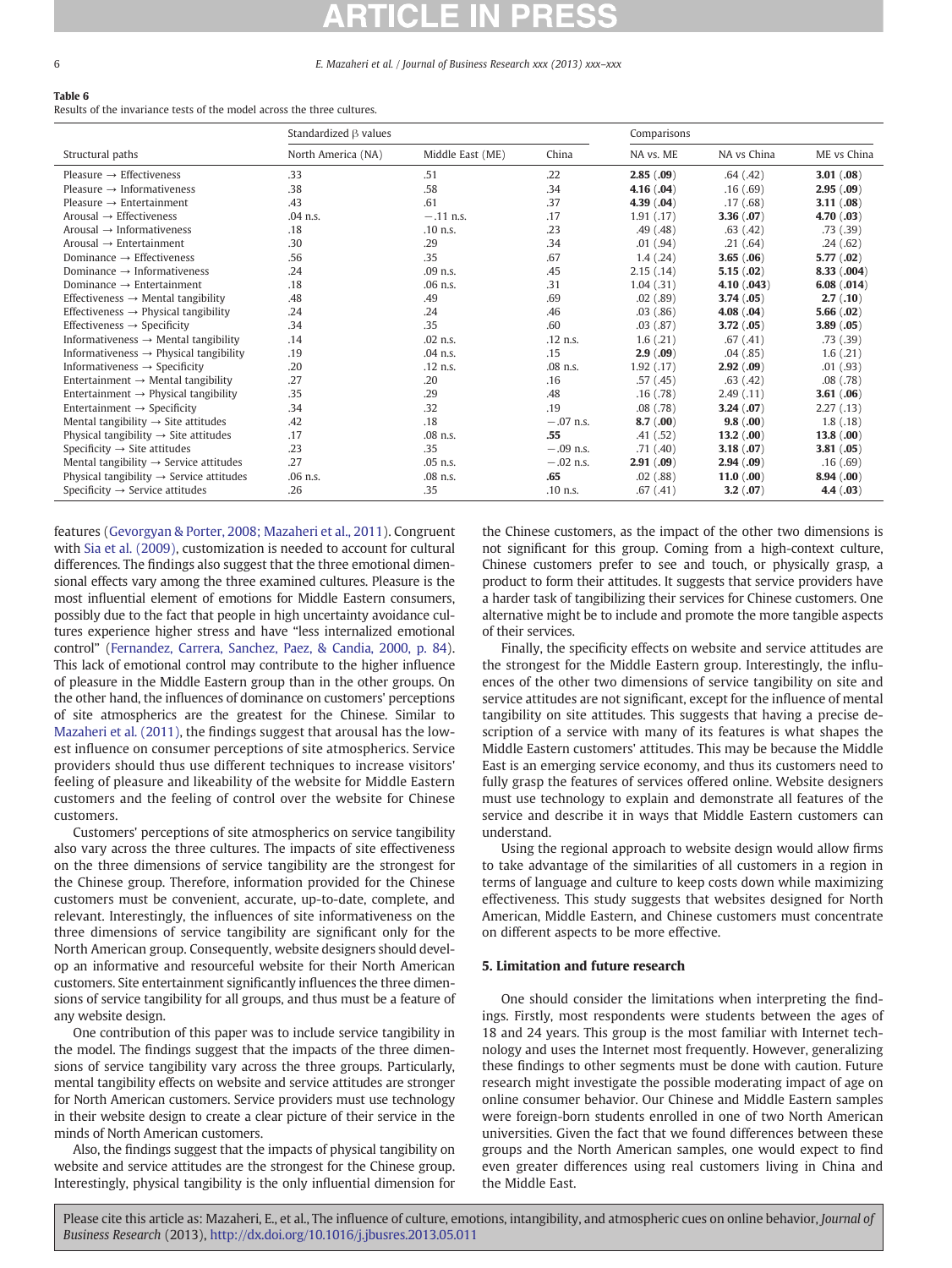**Table 6**
Results of the invariance tests of the model across the three cultures.

| Structural paths | Standardized β values | | | Comparisons | | |
|---|---|---|---|---|---|---|
| | North America (NA) | Middle East (ME) | China | NA vs. ME | NA vs China | ME vs China |
| Pleasure → Effectiveness | .33 | .51 | .22 | **2.85 (.09)** | .64 (.42) | **3.01 (.08)** |
| Pleasure → Informativeness | .38 | .58 | .34 | **4.16 (.04)** | .16 (.69) | **2.95 (.09)** |
| Pleasure → Entertainment | .43 | .61 | .37 | **4.39 (.04)** | .17 (.68) | **3.11 (.08)** |
| Arousal → Effectiveness | .04 n.s. | −.11 n.s. | .17 | 1.91 (.17) | **3.36 (.07)** | **4.70 (.03)** |
| Arousal → Informativeness | .18 | .10 n.s. | .23 | .49 (.48) | .63 (.42) | .73 (.39) |
| Arousal → Entertainment | .30 | .29 | .34 | .01 (.94) | .21 (.64) | .24 (.62) |
| Dominance → Effectiveness | .56 | .35 | .67 | 1.4 (.24) | **3.65 (.06)** | **5.77 (.02)** |
| Dominance → Informativeness | .24 | .09 n.s. | .45 | 2.15 (.14) | **5.15 (.02)** | **8.33 (.004)** |
| Dominance → Entertainment | .18 | .06 n.s. | .31 | 1.04 (.31) | **4.10 (.043)** | **6.08 (.014)** |
| Effectiveness → Mental tangibility | .48 | .49 | .69 | .02 (.89) | **3.74 (.05)** | **2.7 (.10)** |
| Effectiveness → Physical tangibility | .24 | .24 | .46 | .03 (.86) | **4.08 (.04)** | **5.66 (.02)** |
| Effectiveness → Specificity | .34 | .35 | .60 | .03 (.87) | **3.72 (.05)** | **3.89 (.05)** |
| Informativeness → Mental tangibility | .14 | .02 n.s. | .12 n.s. | 1.6 (.21) | .67 (.41) | .73 (.39) |
| Informativeness → Physical tangibility | .19 | .04 n.s. | .15 | **2.9 (.09)** | .04 (.85) | 1.6 (.21) |
| Informativeness → Specificity | .20 | .12 n.s. | .08 n.s. | 1.92 (.17) | **2.92 (.09)** | .01 (.93) |
| Entertainment → Mental tangibility | .27 | .20 | .16 | .57 (.45) | .63 (.42) | .08 (.78) |
| Entertainment → Physical tangibility | .35 | .29 | .48 | .16 (.78) | 2.49 (.11) | **3.61 (.06)** |
| Entertainment → Specificity | .34 | .32 | .19 | .08 (.78) | **3.24 (.07)** | 2.27 (.13) |
| Mental tangibility → Site attitudes | .42 | .18 | −.07 n.s. | **8.7 (.00)** | **9.8 (.00)** | 1.8 (.18) |
| Physical tangibility → Site attitudes | .17 | .08 n.s. | **.55** | .41 (.52) | **13.2 (.00)** | **13.8 (.00)** |
| Specificity → Site attitudes | .23 | .35 | −.09 n.s. | .71 (.40) | **3.18 (.07)** | **3.81 (.05)** |
| Mental tangibility → Service attitudes | .27 | .05 n.s. | −.02 n.s. | **2.91 (.09)** | **2.94 (.09)** | .16 (.69) |
| Physical tangibility → Service attitudes | .06 n.s. | .08 n.s. | **.65** | .02 (.88) | **11.0 (.00)** | **8.94 (.00)** |
| Specificity → Service attitudes | .26 | .35 | .10 n.s. | .67 (.41) | **3.2 (.07)** | **4.4 (.03)** |

features (Gevorgyan & Porter, 2008; Mazaheri et al., 2011). Congruent with Sia et al. (2009), customization is needed to account for cultural differences. The findings also suggest that the three emotional dimensional effects vary among the three examined cultures. Pleasure is the most influential element of emotions for Middle Eastern consumers, possibly due to the fact that people in high uncertainty avoidance cultures experience higher stress and have "less internalized emotional control" (Fernandez, Carrera, Sanchez, Paez, & Candia, 2000, p. 84). This lack of emotional control may contribute to the higher influence of pleasure in the Middle Eastern group than in the other groups. On the other hand, the influences of dominance on customers' perceptions of site atmospherics are the greatest for the Chinese. Similar to Mazaheri et al. (2011), the findings suggest that arousal has the lowest influence on consumer perceptions of site atmospherics. Service providers should thus use different techniques to increase visitors' feeling of pleasure and likeability of the website for Middle Eastern customers and the feeling of control over the website for Chinese customers.

Customers' perceptions of site atmospherics on service tangibility also vary across the three cultures. The impacts of site effectiveness on the three dimensions of service tangibility are the strongest for the Chinese group. Therefore, information provided for the Chinese customers must be convenient, accurate, up-to-date, complete, and relevant. Interestingly, the influences of site informativeness on the three dimensions of service tangibility are significant only for the North American group. Consequently, website designers should develop an informative and resourceful website for their North American customers. Site entertainment significantly influences the three dimensions of service tangibility for all groups, and thus must be a feature of any website design.

One contribution of this paper was to include service tangibility in the model. The findings suggest that the impacts of the three dimensions of service tangibility vary across the three groups. Particularly, mental tangibility effects on website and service attitudes are stronger for North American customers. Service providers must use technology in their website design to create a clear picture of their service in the minds of North American customers.

Also, the findings suggest that the impacts of physical tangibility on website and service attitudes are the strongest for the Chinese group. Interestingly, physical tangibility is the only influential dimension for the Chinese customers, as the impact of the other two dimensions is not significant for this group. Coming from a high-context culture, Chinese customers prefer to see and touch, or physically grasp, a product to form their attitudes. It suggests that service providers have a harder task of tangibilizing their services for Chinese customers. One alternative might be to include and promote the more tangible aspects of their services.

Finally, the specificity effects on website and service attitudes are the strongest for the Middle Eastern group. Interestingly, the influences of the other two dimensions of service tangibility on site and service attitudes are not significant, except for the influence of mental tangibility on site attitudes. This suggests that having a precise description of a service with many of its features is what shapes the Middle Eastern customers' attitudes. This may be because the Middle East is an emerging service economy, and thus its customers need to fully grasp the features of services offered online. Website designers must use technology to explain and demonstrate all features of the service and describe it in ways that Middle Eastern customers can understand.

Using the regional approach to website design would allow firms to take advantage of the similarities of all customers in a region in terms of language and culture to keep costs down while maximizing effectiveness. This study suggests that websites designed for North American, Middle Eastern, and Chinese customers must concentrate on different aspects to be more effective.

## 5. Limitation and future research

One should consider the limitations when interpreting the findings. Firstly, most respondents were students between the ages of 18 and 24 years. This group is the most familiar with Internet technology and uses the Internet most frequently. However, generalizing these findings to other segments must be done with caution. Future research might investigate the possible moderating impact of age on online consumer behavior. Our Chinese and Middle Eastern samples were foreign-born students enrolled in one of two North American universities. Given the fact that we found differences between these groups and the North American samples, one would expect to find even greater differences using real customers living in China and the Middle East.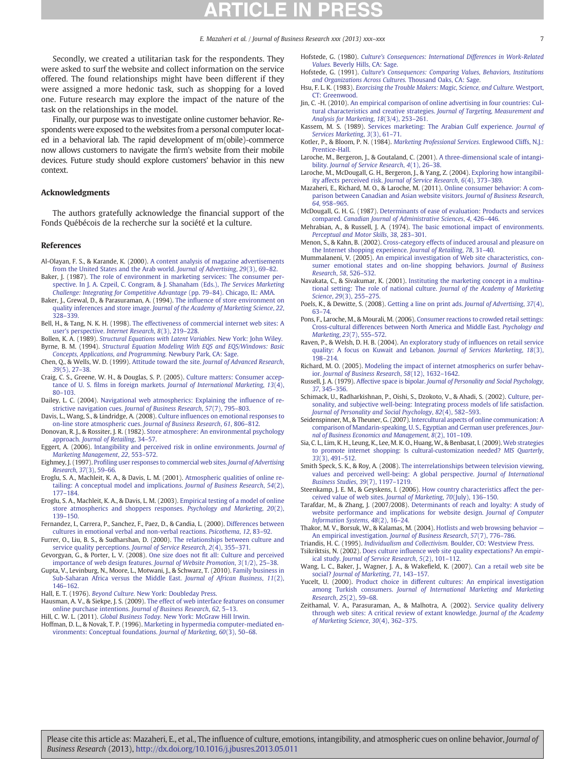Secondly, we created a utilitarian task for the respondents. They were asked to surf the website and collect information on the service offered. The found relationships might have been different if they were assigned a more hedonic task, such as shopping for a loved one. Future research may explore the impact of the nature of the task on the relationships in the model.

Finally, our purpose was to investigate online customer behavior. Respondents were exposed to the websites from a personal computer located in a behavioral lab. The rapid development of m(obile)-commerce now allows customers to navigate the firm's website from their mobile devices. Future study should explore customers' behavior in this new context.

## Acknowledgments

The authors gratefully acknowledge the financial support of the Fonds Québécois de la recherche sur la société et la culture.

## References

Al-Olayan, F. S., & Karande, K. (2000). A content analysis of magazine advertisements from the United States and the Arab world. *Journal of Advertising*, *29*(3), 69–82.

Baker, J. (1987). The role of environment in marketing services: The consumer perspective. In J. A. Czpeil, C. Congram, & J. Shanaham (Eds.), *The Services Marketing Challenge: Integrating for Competitive Advantage* (pp. 79–84). Chicago, IL: AMA.

Baker, J., Grewal, D., & Parasuraman, A. (1994). The influence of store environment on quality inferences and store image. *Journal of the Academy of Marketing Science*, *22*, 328–339.

Bell, H., & Tang, N. K. H. (1998). The effectiveness of commercial internet web sites: A user's perspective. *Internet Research*, *8*(3), 219–228.

Bollen, K. A. (1989). *Structural Equations with Latent Variables.* New York: John Wiley.

Byrne, B. M. (1994). *Structural Equation Modeling With EQS and EQS/Windows: Basic Concepts, Applications, and Programming.* Newbury Park, CA: Sage.

Chen, Q., & Wells, W. D. (1999). Attitude toward the site. *Journal of Advanced Research*, *39*(5), 27–38.

Craig, C. S., Greene, W. H., & Douglas, S. P. (2005). Culture matters: Consumer acceptance of U. S. films in foreign markets. *Journal of International Marketing*, *13*(4), 80–103.

Dailey, L. C. (2004). Navigational web atmospherics: Explaining the influence of restrictive navigation cues. *Journal of Business Research*, *57*(7), 795–803.

Davis, L., Wang, S., & Lindridge, A. (2008). Culture influences on emotional responses to on-line store atmospheric cues. *Journal of Business Research*, *61*, 806–812.

Donovan, R. J., & Rossiter, J. R. (1982). Store atmosphere: An environmental psychology approach. *Journal of Retailing*, 34–57.

Eggert, A. (2006). Intangibility and perceived risk in online environments. *Journal of Marketing Management*, *22*, 553–572.

Eighmey, J. (1997). Profiling user responses to commercial web sites. *Journal of Advertising Research*, *37*(3), 59–66.

Eroglu, S. A., Machleit, K. A., & Davis, L. M. (2001). Atmospheric qualities of online retailing: A conceptual model and implications. *Journal of Business Research*, *54*(2), 177–184.

Eroglu, S. A., Machleit, K. A., & Davis, L. M. (2003). Empirical testing of a model of online store atmospherics and shoppers responses. *Psychology and Marketing*, *20*(2), 139–150.

Fernandez, I., Carrera, P., Sanchez, F., Paez, D., & Candia, L. (2000). Differences between cultures in emotional verbal and non-verbal reactions. *Psicothema*, *12*, 83–92.

Furrer, O., Liu, B. S., & Sudharshan, D. (2000). The relationships between culture and service quality perceptions. *Journal of Service Research*, *2*(4), 355–371.

Gevorgyan, G., & Porter, L. V. (2008). One size does not fit all: Culture and perceived importance of web design features. *Journal of Website Promotion*, *3*(1/2), 25–38.

Gupta, V., Levinburg, N., Moore, L., Motwani, J., & Schwarz, T. (2010). Family business in Sub-Saharan Africa versus the Middle East. *Journal of African Business*, *11*(2), 146–162.

Hall, E. T. (1976). *Beyond Culture.* New York: Doubleday Press.

Hausman, A. V., & Siekpe, J. S. (2009). The effect of web interface features on consumer online purchase intentions. *Journal of Business Research*, *62*, 5–13.

Hill, C. W. L. (2011). *Global Business Today.* New York: McGraw Hill Irwin.

Hoffman, D. L., & Novak, T. P. (1996). Marketing in hypermedia computer-mediated environments: Conceptual foundations. *Journal of Marketing*, *60*(3), 50–68.

Hofstede, G. (1980). *Culture's Consequences: International Differences in Work-Related Values.* Beverly Hills, CA: Sage.

Hofstede, G. (1991). *Culture's Consequences: Comparing Values, Behaviors, Institutions and Organizations Across Cultures.* Thousand Oaks, CA: Sage.

Hsu, F. L. K. (1983). *Exorcising the Trouble Makers: Magic, Science, and Culture.* Westport, CT: Greenwood.

Jin, C. -H. (2010). An empirical comparison of online advertising in four countries: Cultural characteristics and creative strategies. *Journal of Targeting, Measurement and Analysis for Marketing*, *18*(3/4), 253–261.

Kassem, M. S. (1989). Services marketing: The Arabian Gulf experience. *Journal of Services Marketing*, *3*(3), 61–71.

Kotler, P., & Bloom, P. N. (1984). *Marketing Professional Services.* Englewood Cliffs, N.J.: Prentice-Hall.

Laroche, M., Bergeron, J., & Goutaland, C. (2001). A three-dimensional scale of intangibility. *Journal of Service Research*, *4*(1), 26–38.

Laroche, M., McDougall, G. H., Bergeron, J., & Yang, Z. (2004). Exploring how intangibility affects perceived risk. *Journal of Service Research*, *6*(4), 373–389.

Mazaheri, E., Richard, M. O., & Laroche, M. (2011). Online consumer behavior: A comparison between Canadian and Asian website visitors. *Journal of Business Research*, *64*, 958–965.

McDougall, G. H. G. (1987). Determinants of ease of evaluation: Products and services compared. *Canadian Journal of Administrative Sciences*, *4*, 426–446.

Mehrabian, A., & Russell, J. A. (1974). The basic emotional impact of environments. *Perceptual and Motor Skills*, *38*, 283–301.

Menon, S., & Kahn, B. (2002). Cross-category effects of induced arousal and pleasure on the Internet shopping experience. *Journal of Retailing*, *78*, 31–40.

Mummalaneni, V. (2005). An empirical investigation of Web site characteristics, consumer emotional states and on-line shopping behaviors. *Journal of Business Research*, *58*, 526–532.

Navakata, C., & Sivakumar, K. (2001). Instituting the marketing concept in a multinational setting: The role of national culture. *Journal of the Academy of Marketing Science*, *29*(3), 255–275.

Poels, K., & Dewitte, S. (2008). Getting a line on print ads. *Journal of Advertising*, *37*(4), 63–74.

Pons, F., Laroche, M., & Mourali, M. (2006). Consumer reactions to crowded retail settings: Cross-cultural differences between North America and Middle East. *Psychology and Marketing*, *23*(7), 555–572.

Raven, P., & Welsh, D. H. B. (2004). An exploratory study of influences on retail service quality: A focus on Kuwait and Lebanon. *Journal of Services Marketing*, *18*(3), 198–214.

Richard, M. O. (2005). Modeling the impact of internet atmospherics on surfer behavior. *Journal of Business Research*, *58*(12), 1632–1642.

Russell, J. A. (1979). Affective space is bipolar. *Journal of Personality and Social Psychology*, *37*, 345–356.

Schimack, U., Radharkishnan, P., Oishi, S., Dzokoto, V., & Ahadi, S. (2002). Culture, personality, and subjective well-being: Integrating process models of life satisfaction. *Journal of Personality and Social Psychology*, *82*(4), 582–593.

Seidenspinner, M., & Theuner, G. (2007). Intercultural aspects of online communication: A comparison of Mandarin-speaking, U. S., Egyptian and German user preferences. *Journal of Business Economics and Management*, *8*(2), 101–109.

Sia, C. L., Lim, K. H., Leung, K., Lee, M. K. O., Huang, W., & Benbasat, I. (2009). Web strategies to promote internet shopping: Is cultural-customization needed? *MIS Quarterly*, *33*(3), 491–512.

Smith Speck, S. K., & Roy, A. (2008). The interrelationships between television viewing, values and perceived well-being: A global perspective. *Journal of International Business Studies*, *39*(7), 1197–1219.

Steenkamp, J. E. M., & Geyskens, I. (2006). How country characteristics affect the perceived value of web sites. *Journal of Marketing*, *70*(July), 136–150.

Tarafdar, M., & Zhang, J. (2007/2008). Determinants of reach and loyalty: A study of website performance and implications for website design. *Journal of Computer Information Systems*, *48*(2), 16–24.

Thakor, M. V., Borsuk, W., & Kalamas, M. (2004). Hotlists and web browsing behavior — An empirical investigation. *Journal of Business Research*, *57*(7), 776–786.

Triandis, H. C. (1995). *Individualism and Collectivism.* Boulder, CO: Westview Press.

Tsikriktsis, N. (2002). Does culture influence web site quality expectations? An empirical study. *Journal of Service Research*, *5*(2), 101–112.

Wang, L. C., Baker, J., Wagner, J. A., & Wakefield, K. (2007). Can a retail web site be social? *Journal of Marketing*, *71*, 143–157.

Yucelt, U. (2000). Product choice in different cultures: An empirical investigation among Turkish consumers. *Journal of International Marketing and Marketing Research*, *25*(2), 59–68.

Zeithamal, V. A., Parasuraman, A., & Malhotra, A. (2002). Service quality delivery through web sites: A critical review of extant knowledge. *Journal of the Academy of Marketing Science*, *30*(4), 362–375.